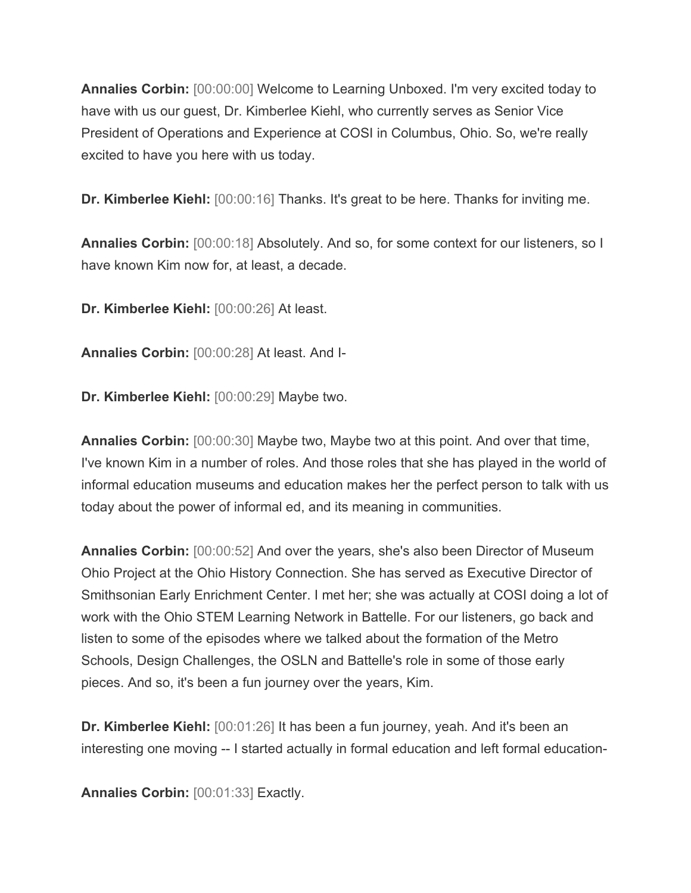**Annalies Corbin:** [00:00:00] Welcome to Learning Unboxed. I'm very excited today to have with us our guest, Dr. Kimberlee Kiehl, who currently serves as Senior Vice President of Operations and Experience at COSI in Columbus, Ohio. So, we're really excited to have you here with us today.

**Dr. Kimberlee Kiehl:** [00:00:16] Thanks. It's great to be here. Thanks for inviting me.

**Annalies Corbin:** [00:00:18] Absolutely. And so, for some context for our listeners, so I have known Kim now for, at least, a decade.

**Dr. Kimberlee Kiehl:** [00:00:26] At least.

**Annalies Corbin:** [00:00:28] At least. And I-

**Dr. Kimberlee Kiehl:** [00:00:29] Maybe two.

**Annalies Corbin:** [00:00:30] Maybe two, Maybe two at this point. And over that time, I've known Kim in a number of roles. And those roles that she has played in the world of informal education museums and education makes her the perfect person to talk with us today about the power of informal ed, and its meaning in communities.

**Annalies Corbin:** [00:00:52] And over the years, she's also been Director of Museum Ohio Project at the Ohio History Connection. She has served as Executive Director of Smithsonian Early Enrichment Center. I met her; she was actually at COSI doing a lot of work with the Ohio STEM Learning Network in Battelle. For our listeners, go back and listen to some of the episodes where we talked about the formation of the Metro Schools, Design Challenges, the OSLN and Battelle's role in some of those early pieces. And so, it's been a fun journey over the years, Kim.

**Dr. Kimberlee Kiehl:** [00:01:26] It has been a fun journey, yeah. And it's been an interesting one moving -- I started actually in formal education and left formal education-

**Annalies Corbin:** [00:01:33] Exactly.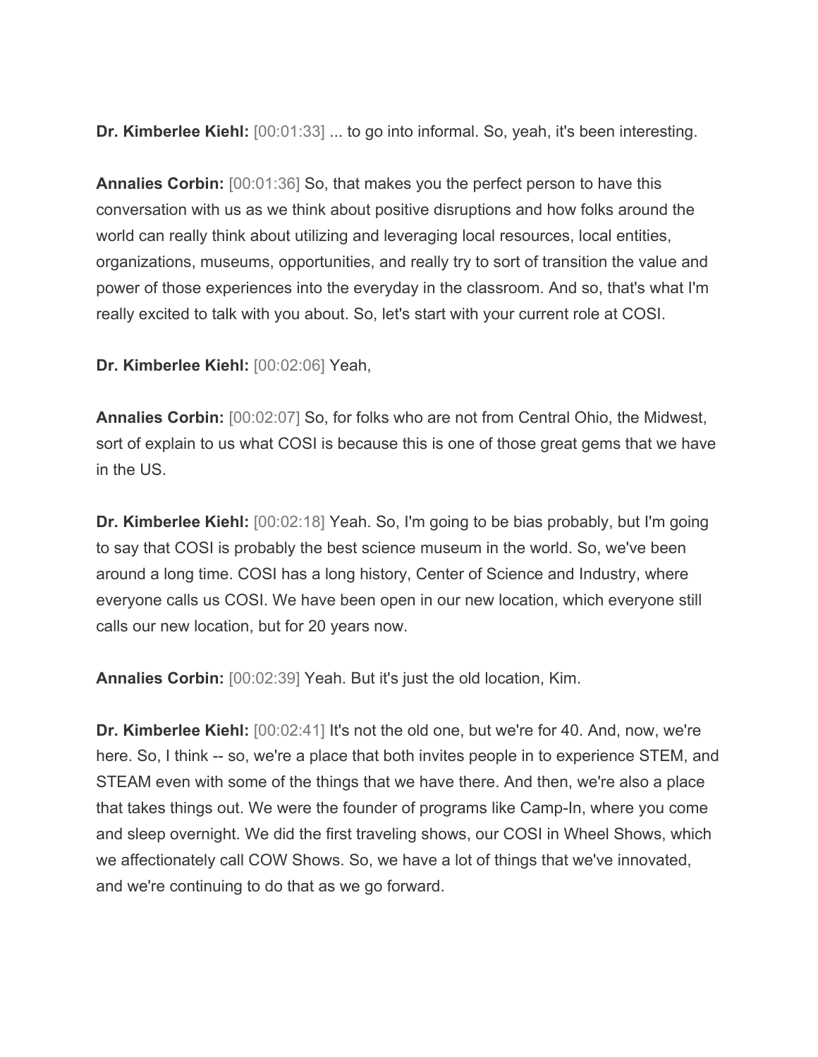**Dr. Kimberlee Kiehl:** [00:01:33] ... to go into informal. So, yeah, it's been interesting.

**Annalies Corbin:** [00:01:36] So, that makes you the perfect person to have this conversation with us as we think about positive disruptions and how folks around the world can really think about utilizing and leveraging local resources, local entities, organizations, museums, opportunities, and really try to sort of transition the value and power of those experiences into the everyday in the classroom. And so, that's what I'm really excited to talk with you about. So, let's start with your current role at COSI.

**Dr. Kimberlee Kiehl:** [00:02:06] Yeah,

**Annalies Corbin:** [00:02:07] So, for folks who are not from Central Ohio, the Midwest, sort of explain to us what COSI is because this is one of those great gems that we have in the US.

**Dr. Kimberlee Kiehl:** [00:02:18] Yeah. So, I'm going to be bias probably, but I'm going to say that COSI is probably the best science museum in the world. So, we've been around a long time. COSI has a long history, Center of Science and Industry, where everyone calls us COSI. We have been open in our new location, which everyone still calls our new location, but for 20 years now.

**Annalies Corbin:** [00:02:39] Yeah. But it's just the old location, Kim.

**Dr. Kimberlee Kiehl:** [00:02:41] It's not the old one, but we're for 40. And, now, we're here. So, I think -- so, we're a place that both invites people in to experience STEM, and STEAM even with some of the things that we have there. And then, we're also a place that takes things out. We were the founder of programs like Camp-In, where you come and sleep overnight. We did the first traveling shows, our COSI in Wheel Shows, which we affectionately call COW Shows. So, we have a lot of things that we've innovated, and we're continuing to do that as we go forward.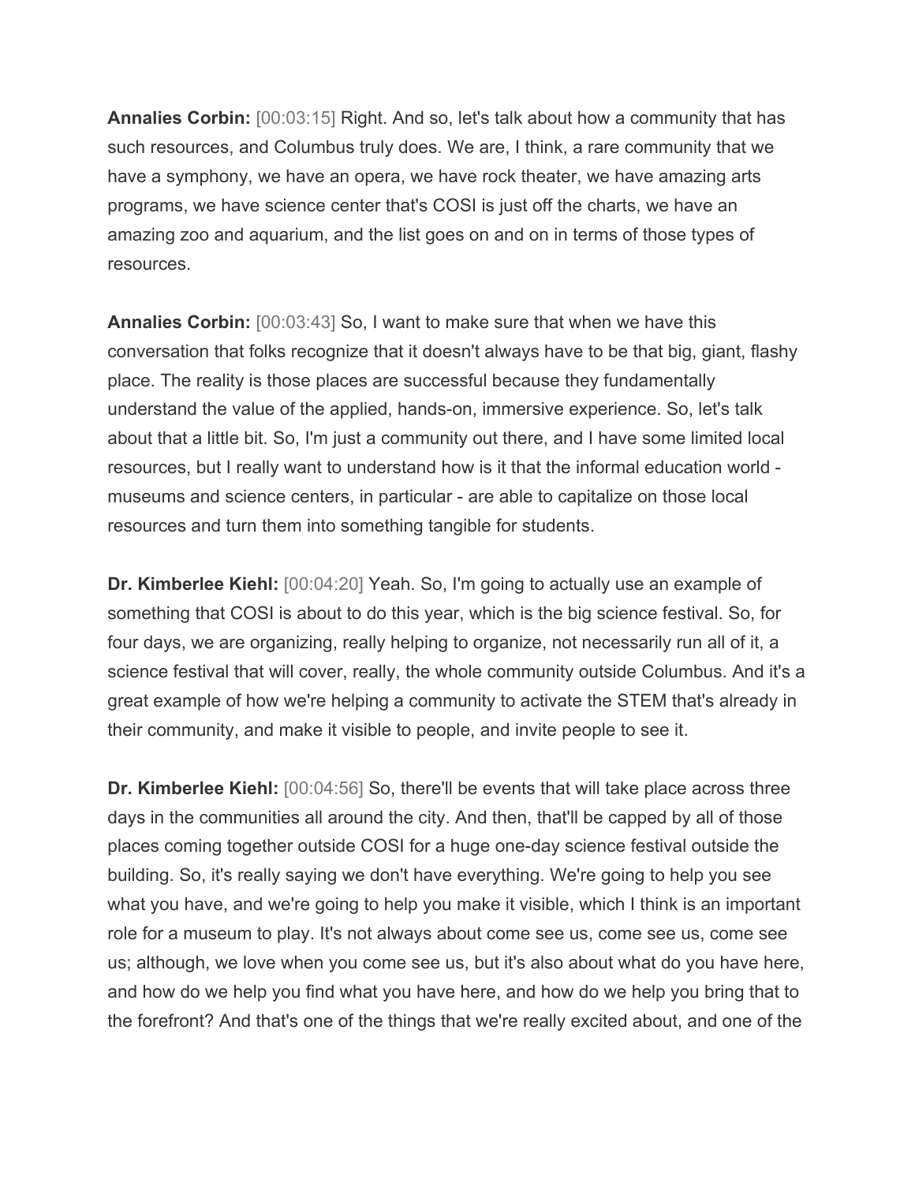**Annalies Corbin:** [00:03:15] Right. And so, let's talk about how a community that has such resources, and Columbus truly does. We are, I think, a rare community that we have a symphony, we have an opera, we have rock theater, we have amazing arts programs, we have science center that's COSI is just off the charts, we have an amazing zoo and aquarium, and the list goes on and on in terms of those types of resources.

**Annalies Corbin:** [00:03:43] So, I want to make sure that when we have this conversation that folks recognize that it doesn't always have to be that big, giant, flashy place. The reality is those places are successful because they fundamentally understand the value of the applied, hands-on, immersive experience. So, let's talk about that a little bit. So, I'm just a community out there, and I have some limited local resources, but I really want to understand how is it that the informal education world - museums and science centers, in particular - are able to capitalize on those local resources and turn them into something tangible for students.

**Dr. Kimberlee Kiehl:** [00:04:20] Yeah. So, I'm going to actually use an example of something that COSI is about to do this year, which is the big science festival. So, for four days, we are organizing, really helping to organize, not necessarily run all of it, a science festival that will cover, really, the whole community outside Columbus. And it's a great example of how we're helping a community to activate the STEM that's already in their community, and make it visible to people, and invite people to see it.

**Dr. Kimberlee Kiehl:** [00:04:56] So, there'll be events that will take place across three days in the communities all around the city. And then, that'll be capped by all of those places coming together outside COSI for a huge one-day science festival outside the building. So, it's really saying we don't have everything. We're going to help you see what you have, and we're going to help you make it visible, which I think is an important role for a museum to play. It's not always about come see us, come see us, come see us; although, we love when you come see us, but it's also about what do you have here, and how do we help you find what you have here, and how do we help you bring that to the forefront? And that's one of the things that we're really excited about, and one of the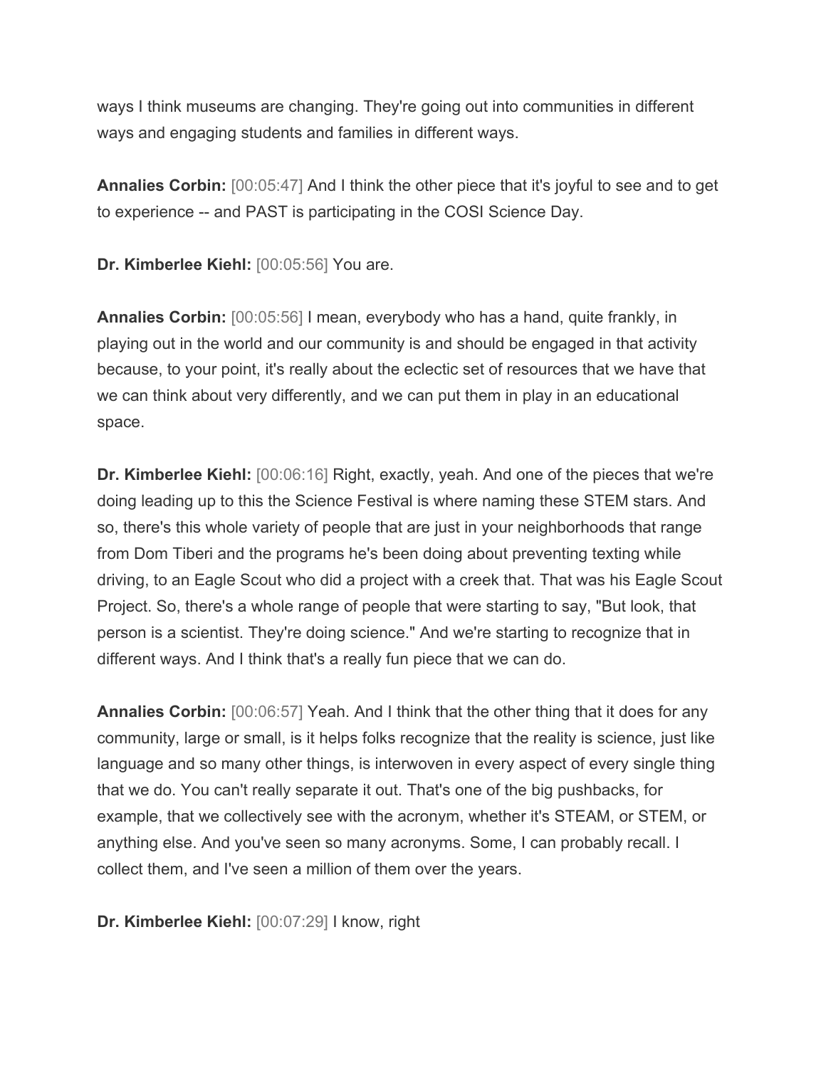ways I think museums are changing. They're going out into communities in different ways and engaging students and families in different ways.

**Annalies Corbin:** [00:05:47] And I think the other piece that it's joyful to see and to get to experience -- and PAST is participating in the COSI Science Day.

**Dr. Kimberlee Kiehl:** [00:05:56] You are.

**Annalies Corbin:** [00:05:56] I mean, everybody who has a hand, quite frankly, in playing out in the world and our community is and should be engaged in that activity because, to your point, it's really about the eclectic set of resources that we have that we can think about very differently, and we can put them in play in an educational space.

**Dr. Kimberlee Kiehl:** [00:06:16] Right, exactly, yeah. And one of the pieces that we're doing leading up to this the Science Festival is where naming these STEM stars. And so, there's this whole variety of people that are just in your neighborhoods that range from Dom Tiberi and the programs he's been doing about preventing texting while driving, to an Eagle Scout who did a project with a creek that. That was his Eagle Scout Project. So, there's a whole range of people that were starting to say, "But look, that person is a scientist. They're doing science." And we're starting to recognize that in different ways. And I think that's a really fun piece that we can do.

**Annalies Corbin:** [00:06:57] Yeah. And I think that the other thing that it does for any community, large or small, is it helps folks recognize that the reality is science, just like language and so many other things, is interwoven in every aspect of every single thing that we do. You can't really separate it out. That's one of the big pushbacks, for example, that we collectively see with the acronym, whether it's STEAM, or STEM, or anything else. And you've seen so many acronyms. Some, I can probably recall. I collect them, and I've seen a million of them over the years.

**Dr. Kimberlee Kiehl:** [00:07:29] I know, right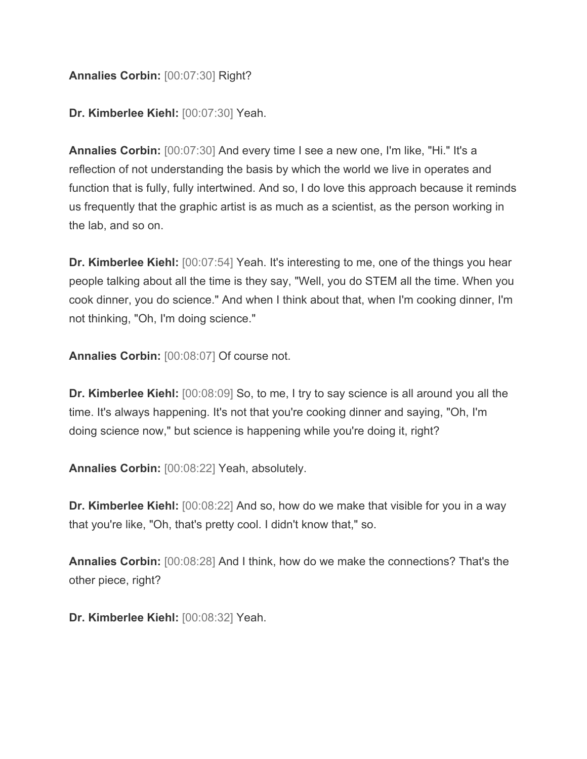**Annalies Corbin:** [00:07:30] Right?

**Dr. Kimberlee Kiehl:** [00:07:30] Yeah.

**Annalies Corbin:** [00:07:30] And every time I see a new one, I'm like, "Hi." It's a reflection of not understanding the basis by which the world we live in operates and function that is fully, fully intertwined. And so, I do love this approach because it reminds us frequently that the graphic artist is as much as a scientist, as the person working in the lab, and so on.

**Dr. Kimberlee Kiehl:** [00:07:54] Yeah. It's interesting to me, one of the things you hear people talking about all the time is they say, "Well, you do STEM all the time. When you cook dinner, you do science." And when I think about that, when I'm cooking dinner, I'm not thinking, "Oh, I'm doing science."

**Annalies Corbin:** [00:08:07] Of course not.

**Dr. Kimberlee Kiehl:** [00:08:09] So, to me, I try to say science is all around you all the time. It's always happening. It's not that you're cooking dinner and saying, "Oh, I'm doing science now," but science is happening while you're doing it, right?

**Annalies Corbin:** [00:08:22] Yeah, absolutely.

**Dr. Kimberlee Kiehl:** [00:08:22] And so, how do we make that visible for you in a way that you're like, "Oh, that's pretty cool. I didn't know that," so.

**Annalies Corbin:** [00:08:28] And I think, how do we make the connections? That's the other piece, right?

**Dr. Kimberlee Kiehl:** [00:08:32] Yeah.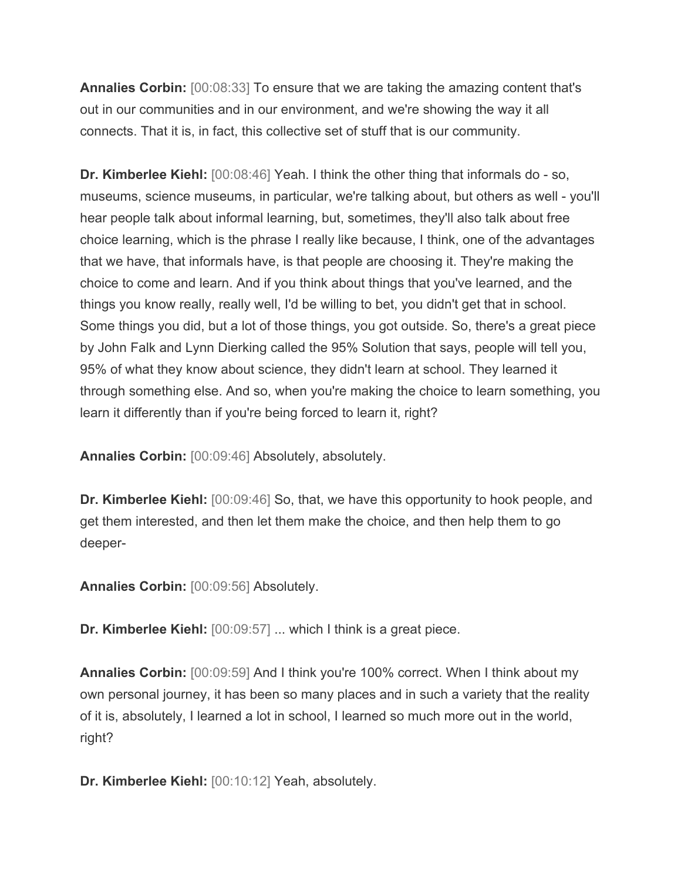**Annalies Corbin:** [00:08:33] To ensure that we are taking the amazing content that's out in our communities and in our environment, and we're showing the way it all connects. That it is, in fact, this collective set of stuff that is our community.

**Dr. Kimberlee Kiehl:** [00:08:46] Yeah. I think the other thing that informals do - so, museums, science museums, in particular, we're talking about, but others as well - you'll hear people talk about informal learning, but, sometimes, they'll also talk about free choice learning, which is the phrase I really like because, I think, one of the advantages that we have, that informals have, is that people are choosing it. They're making the choice to come and learn. And if you think about things that you've learned, and the things you know really, really well, I'd be willing to bet, you didn't get that in school. Some things you did, but a lot of those things, you got outside. So, there's a great piece by John Falk and Lynn Dierking called the 95% Solution that says, people will tell you, 95% of what they know about science, they didn't learn at school. They learned it through something else. And so, when you're making the choice to learn something, you learn it differently than if you're being forced to learn it, right?

**Annalies Corbin:** [00:09:46] Absolutely, absolutely.

**Dr. Kimberlee Kiehl:** [00:09:46] So, that, we have this opportunity to hook people, and get them interested, and then let them make the choice, and then help them to go deeper-

**Annalies Corbin:** [00:09:56] Absolutely.

**Dr. Kimberlee Kiehl:** [00:09:57] ... which I think is a great piece.

**Annalies Corbin:** [00:09:59] And I think you're 100% correct. When I think about my own personal journey, it has been so many places and in such a variety that the reality of it is, absolutely, I learned a lot in school, I learned so much more out in the world, right?

**Dr. Kimberlee Kiehl:** [00:10:12] Yeah, absolutely.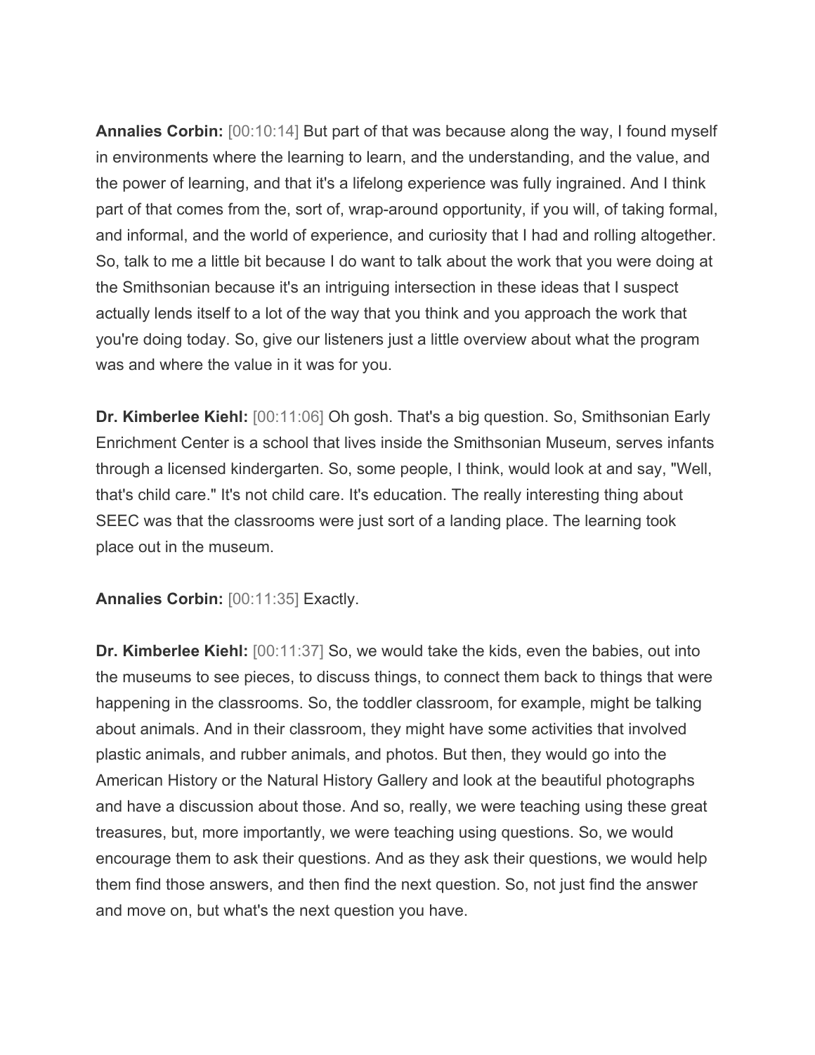**Annalies Corbin:** [00:10:14] But part of that was because along the way, I found myself in environments where the learning to learn, and the understanding, and the value, and the power of learning, and that it's a lifelong experience was fully ingrained. And I think part of that comes from the, sort of, wrap-around opportunity, if you will, of taking formal, and informal, and the world of experience, and curiosity that I had and rolling altogether. So, talk to me a little bit because I do want to talk about the work that you were doing at the Smithsonian because it's an intriguing intersection in these ideas that I suspect actually lends itself to a lot of the way that you think and you approach the work that you're doing today. So, give our listeners just a little overview about what the program was and where the value in it was for you.

**Dr. Kimberlee Kiehl:** [00:11:06] Oh gosh. That's a big question. So, Smithsonian Early Enrichment Center is a school that lives inside the Smithsonian Museum, serves infants through a licensed kindergarten. So, some people, I think, would look at and say, "Well, that's child care." It's not child care. It's education. The really interesting thing about SEEC was that the classrooms were just sort of a landing place. The learning took place out in the museum.

**Annalies Corbin:** [00:11:35] Exactly.

**Dr. Kimberlee Kiehl:** [00:11:37] So, we would take the kids, even the babies, out into the museums to see pieces, to discuss things, to connect them back to things that were happening in the classrooms. So, the toddler classroom, for example, might be talking about animals. And in their classroom, they might have some activities that involved plastic animals, and rubber animals, and photos. But then, they would go into the American History or the Natural History Gallery and look at the beautiful photographs and have a discussion about those. And so, really, we were teaching using these great treasures, but, more importantly, we were teaching using questions. So, we would encourage them to ask their questions. And as they ask their questions, we would help them find those answers, and then find the next question. So, not just find the answer and move on, but what's the next question you have.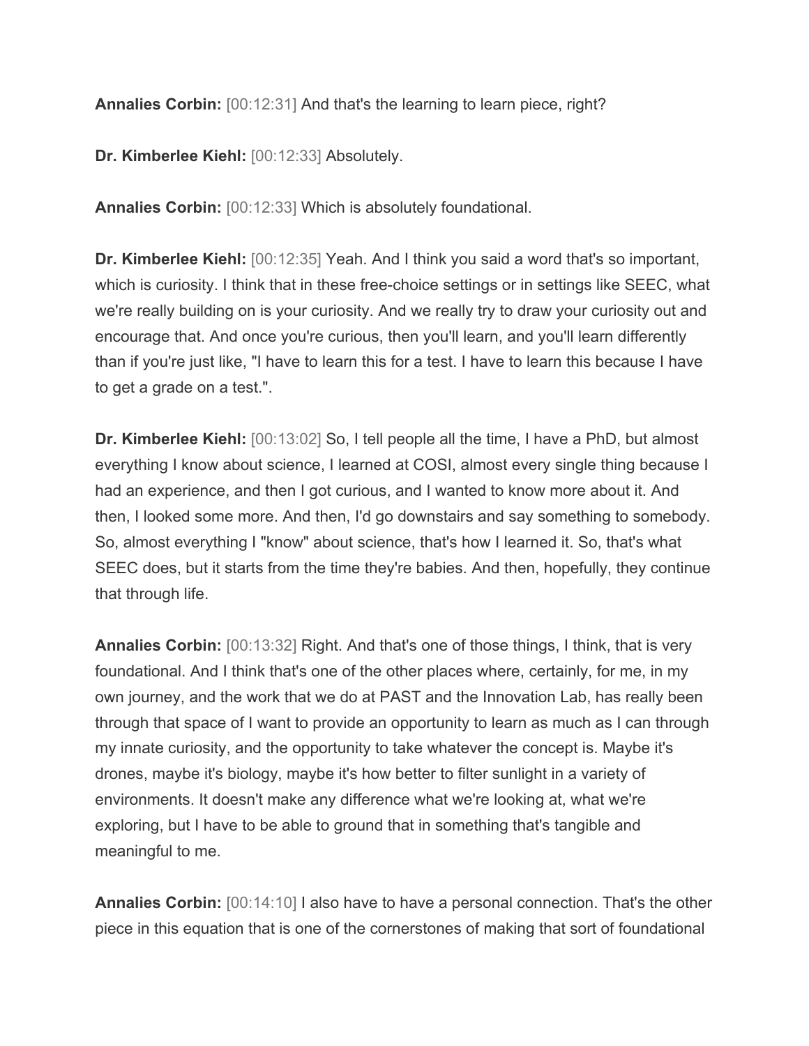**Annalies Corbin:** [00:12:31] And that's the learning to learn piece, right?

**Dr. Kimberlee Kiehl:** [00:12:33] Absolutely.

**Annalies Corbin:** [00:12:33] Which is absolutely foundational.

**Dr. Kimberlee Kiehl:** [00:12:35] Yeah. And I think you said a word that's so important, which is curiosity. I think that in these free-choice settings or in settings like SEEC, what we're really building on is your curiosity. And we really try to draw your curiosity out and encourage that. And once you're curious, then you'll learn, and you'll learn differently than if you're just like, "I have to learn this for a test. I have to learn this because I have to get a grade on a test.".

**Dr. Kimberlee Kiehl:** [00:13:02] So, I tell people all the time, I have a PhD, but almost everything I know about science, I learned at COSI, almost every single thing because I had an experience, and then I got curious, and I wanted to know more about it. And then, I looked some more. And then, I'd go downstairs and say something to somebody. So, almost everything I "know" about science, that's how I learned it. So, that's what SEEC does, but it starts from the time they're babies. And then, hopefully, they continue that through life.

**Annalies Corbin:** [00:13:32] Right. And that's one of those things, I think, that is very foundational. And I think that's one of the other places where, certainly, for me, in my own journey, and the work that we do at PAST and the Innovation Lab, has really been through that space of I want to provide an opportunity to learn as much as I can through my innate curiosity, and the opportunity to take whatever the concept is. Maybe it's drones, maybe it's biology, maybe it's how better to filter sunlight in a variety of environments. It doesn't make any difference what we're looking at, what we're exploring, but I have to be able to ground that in something that's tangible and meaningful to me.

**Annalies Corbin:** [00:14:10] I also have to have a personal connection. That's the other piece in this equation that is one of the cornerstones of making that sort of foundational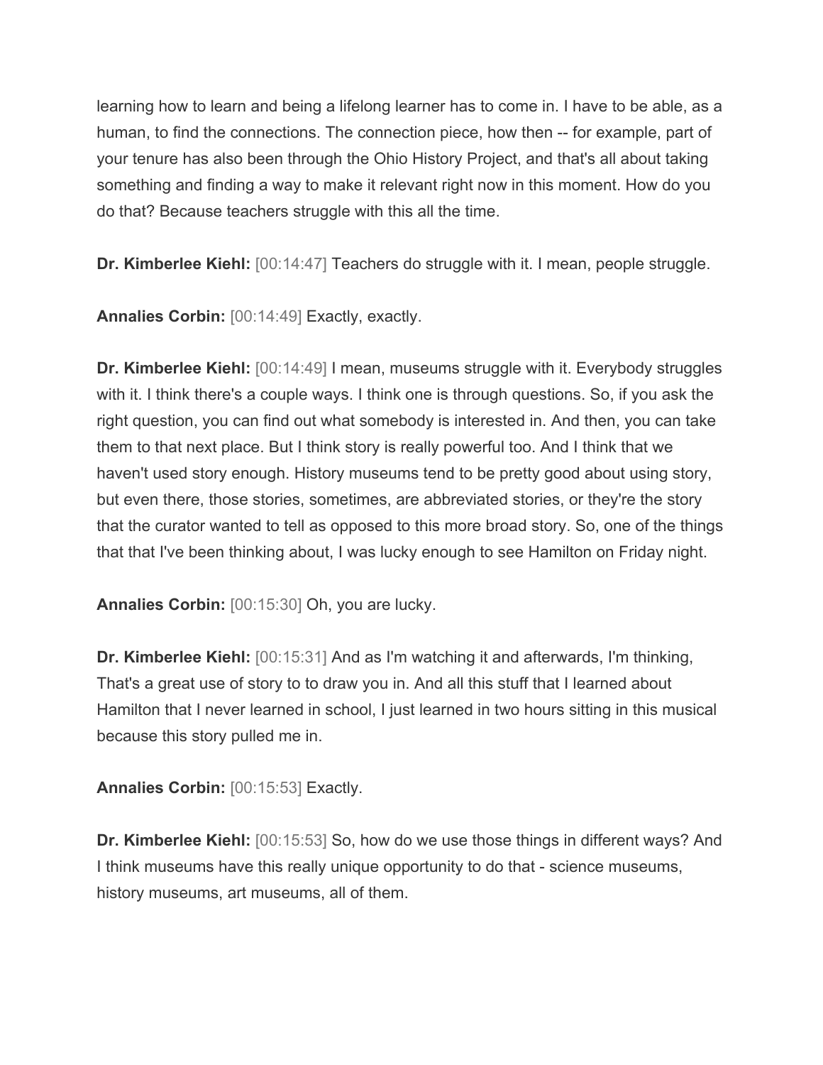learning how to learn and being a lifelong learner has to come in. I have to be able, as a human, to find the connections. The connection piece, how then -- for example, part of your tenure has also been through the Ohio History Project, and that's all about taking something and finding a way to make it relevant right now in this moment. How do you do that? Because teachers struggle with this all the time.

**Dr. Kimberlee Kiehl:** [00:14:47] Teachers do struggle with it. I mean, people struggle.

**Annalies Corbin:** [00:14:49] Exactly, exactly.

**Dr. Kimberlee Kiehl:** [00:14:49] I mean, museums struggle with it. Everybody struggles with it. I think there's a couple ways. I think one is through questions. So, if you ask the right question, you can find out what somebody is interested in. And then, you can take them to that next place. But I think story is really powerful too. And I think that we haven't used story enough. History museums tend to be pretty good about using story, but even there, those stories, sometimes, are abbreviated stories, or they're the story that the curator wanted to tell as opposed to this more broad story. So, one of the things that that I've been thinking about, I was lucky enough to see Hamilton on Friday night.

**Annalies Corbin:** [00:15:30] Oh, you are lucky.

**Dr. Kimberlee Kiehl:** [00:15:31] And as I'm watching it and afterwards, I'm thinking, That's a great use of story to to draw you in. And all this stuff that I learned about Hamilton that I never learned in school, I just learned in two hours sitting in this musical because this story pulled me in.

**Annalies Corbin:** [00:15:53] Exactly.

**Dr. Kimberlee Kiehl:** [00:15:53] So, how do we use those things in different ways? And I think museums have this really unique opportunity to do that - science museums, history museums, art museums, all of them.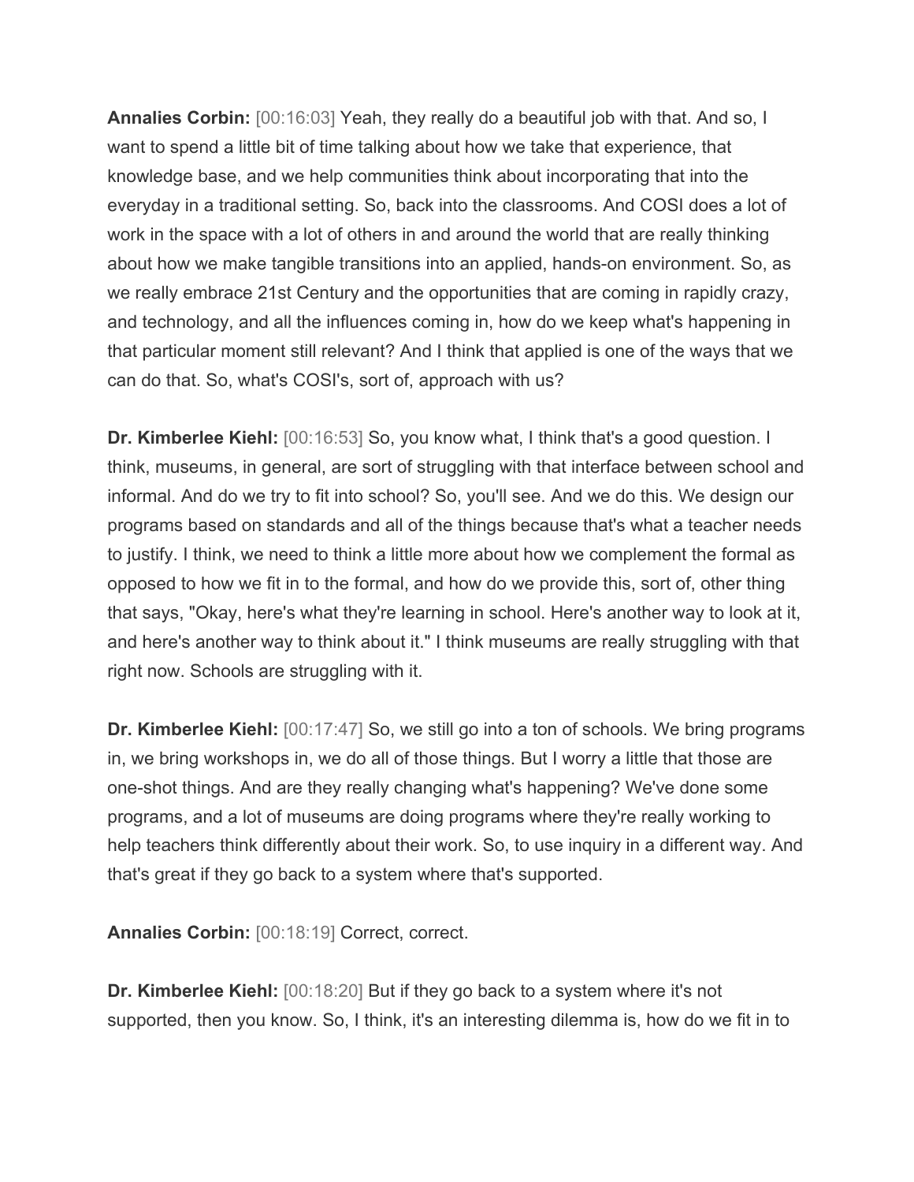**Annalies Corbin:** [00:16:03] Yeah, they really do a beautiful job with that. And so, I want to spend a little bit of time talking about how we take that experience, that knowledge base, and we help communities think about incorporating that into the everyday in a traditional setting. So, back into the classrooms. And COSI does a lot of work in the space with a lot of others in and around the world that are really thinking about how we make tangible transitions into an applied, hands-on environment. So, as we really embrace 21st Century and the opportunities that are coming in rapidly crazy, and technology, and all the influences coming in, how do we keep what's happening in that particular moment still relevant? And I think that applied is one of the ways that we can do that. So, what's COSI's, sort of, approach with us?

**Dr. Kimberlee Kiehl:** [00:16:53] So, you know what, I think that's a good question. I think, museums, in general, are sort of struggling with that interface between school and informal. And do we try to fit into school? So, you'll see. And we do this. We design our programs based on standards and all of the things because that's what a teacher needs to justify. I think, we need to think a little more about how we complement the formal as opposed to how we fit in to the formal, and how do we provide this, sort of, other thing that says, "Okay, here's what they're learning in school. Here's another way to look at it, and here's another way to think about it." I think museums are really struggling with that right now. Schools are struggling with it.

**Dr. Kimberlee Kiehl:** [00:17:47] So, we still go into a ton of schools. We bring programs in, we bring workshops in, we do all of those things. But I worry a little that those are one-shot things. And are they really changing what's happening? We've done some programs, and a lot of museums are doing programs where they're really working to help teachers think differently about their work. So, to use inquiry in a different way. And that's great if they go back to a system where that's supported.

**Annalies Corbin:** [00:18:19] Correct, correct.

**Dr. Kimberlee Kiehl:** [00:18:20] But if they go back to a system where it's not supported, then you know. So, I think, it's an interesting dilemma is, how do we fit in to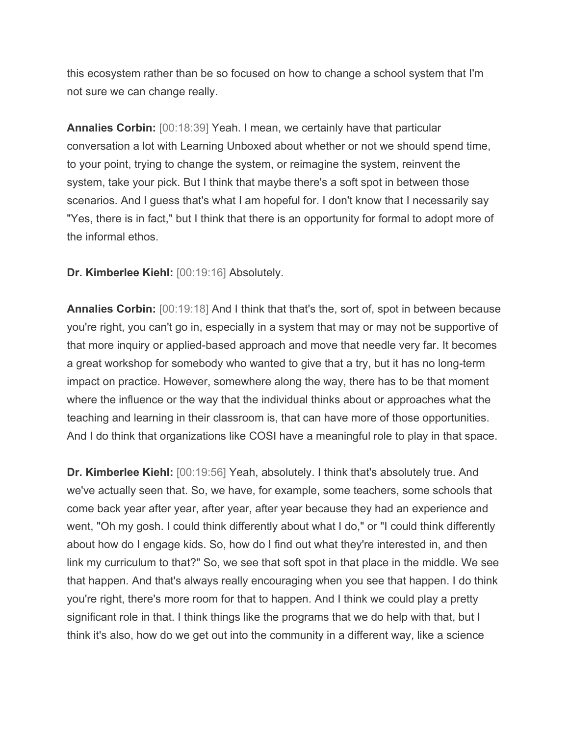this ecosystem rather than be so focused on how to change a school system that I'm not sure we can change really.

**Annalies Corbin:** [00:18:39] Yeah. I mean, we certainly have that particular conversation a lot with Learning Unboxed about whether or not we should spend time, to your point, trying to change the system, or reimagine the system, reinvent the system, take your pick. But I think that maybe there's a soft spot in between those scenarios. And I guess that's what I am hopeful for. I don't know that I necessarily say "Yes, there is in fact," but I think that there is an opportunity for formal to adopt more of the informal ethos.

**Dr. Kimberlee Kiehl:** [00:19:16] Absolutely.

**Annalies Corbin:** [00:19:18] And I think that that's the, sort of, spot in between because you're right, you can't go in, especially in a system that may or may not be supportive of that more inquiry or applied-based approach and move that needle very far. It becomes a great workshop for somebody who wanted to give that a try, but it has no long-term impact on practice. However, somewhere along the way, there has to be that moment where the influence or the way that the individual thinks about or approaches what the teaching and learning in their classroom is, that can have more of those opportunities. And I do think that organizations like COSI have a meaningful role to play in that space.

**Dr. Kimberlee Kiehl:** [00:19:56] Yeah, absolutely. I think that's absolutely true. And we've actually seen that. So, we have, for example, some teachers, some schools that come back year after year, after year, after year because they had an experience and went, "Oh my gosh. I could think differently about what I do," or "I could think differently about how do I engage kids. So, how do I find out what they're interested in, and then link my curriculum to that?" So, we see that soft spot in that place in the middle. We see that happen. And that's always really encouraging when you see that happen. I do think you're right, there's more room for that to happen. And I think we could play a pretty significant role in that. I think things like the programs that we do help with that, but I think it's also, how do we get out into the community in a different way, like a science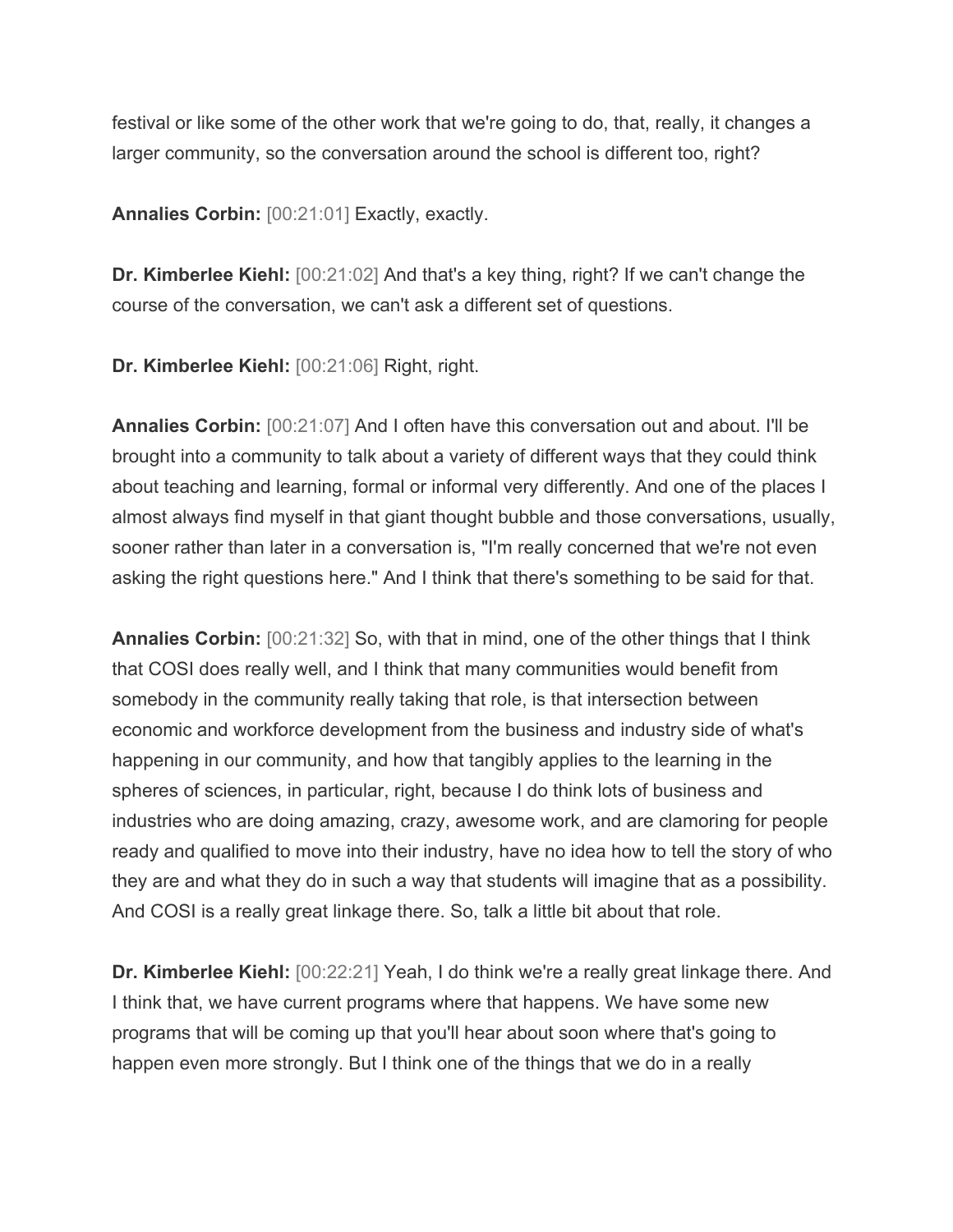festival or like some of the other work that we're going to do, that, really, it changes a larger community, so the conversation around the school is different too, right?

**Annalies Corbin:** [00:21:01] Exactly, exactly.

**Dr. Kimberlee Kiehl:** [00:21:02] And that's a key thing, right? If we can't change the course of the conversation, we can't ask a different set of questions.

**Dr. Kimberlee Kiehl:** [00:21:06] Right, right.

**Annalies Corbin:** [00:21:07] And I often have this conversation out and about. I'll be brought into a community to talk about a variety of different ways that they could think about teaching and learning, formal or informal very differently. And one of the places I almost always find myself in that giant thought bubble and those conversations, usually, sooner rather than later in a conversation is, "I'm really concerned that we're not even asking the right questions here." And I think that there's something to be said for that.

**Annalies Corbin:** [00:21:32] So, with that in mind, one of the other things that I think that COSI does really well, and I think that many communities would benefit from somebody in the community really taking that role, is that intersection between economic and workforce development from the business and industry side of what's happening in our community, and how that tangibly applies to the learning in the spheres of sciences, in particular, right, because I do think lots of business and industries who are doing amazing, crazy, awesome work, and are clamoring for people ready and qualified to move into their industry, have no idea how to tell the story of who they are and what they do in such a way that students will imagine that as a possibility. And COSI is a really great linkage there. So, talk a little bit about that role.

**Dr. Kimberlee Kiehl:** [00:22:21] Yeah, I do think we're a really great linkage there. And I think that, we have current programs where that happens. We have some new programs that will be coming up that you'll hear about soon where that's going to happen even more strongly. But I think one of the things that we do in a really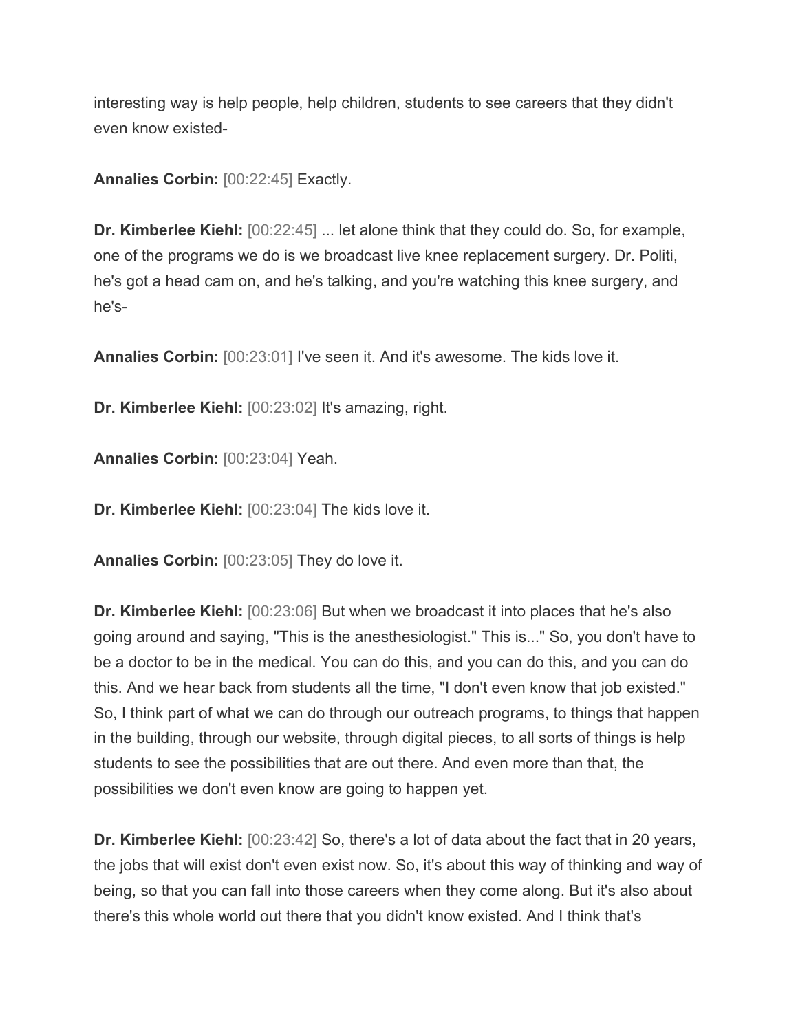interesting way is help people, help children, students to see careers that they didn't even know existed-

**Annalies Corbin:** [00:22:45] Exactly.

**Dr. Kimberlee Kiehl:** [00:22:45] ... let alone think that they could do. So, for example, one of the programs we do is we broadcast live knee replacement surgery. Dr. Politi, he's got a head cam on, and he's talking, and you're watching this knee surgery, and he's-

**Annalies Corbin:** [00:23:01] I've seen it. And it's awesome. The kids love it.

**Dr. Kimberlee Kiehl:** [00:23:02] It's amazing, right.

**Annalies Corbin:** [00:23:04] Yeah.

**Dr. Kimberlee Kiehl:** [00:23:04] The kids love it.

**Annalies Corbin:** [00:23:05] They do love it.

**Dr. Kimberlee Kiehl:** [00:23:06] But when we broadcast it into places that he's also going around and saying, "This is the anesthesiologist." This is..." So, you don't have to be a doctor to be in the medical. You can do this, and you can do this, and you can do this. And we hear back from students all the time, "I don't even know that job existed." So, I think part of what we can do through our outreach programs, to things that happen in the building, through our website, through digital pieces, to all sorts of things is help students to see the possibilities that are out there. And even more than that, the possibilities we don't even know are going to happen yet.

**Dr. Kimberlee Kiehl:** [00:23:42] So, there's a lot of data about the fact that in 20 years, the jobs that will exist don't even exist now. So, it's about this way of thinking and way of being, so that you can fall into those careers when they come along. But it's also about there's this whole world out there that you didn't know existed. And I think that's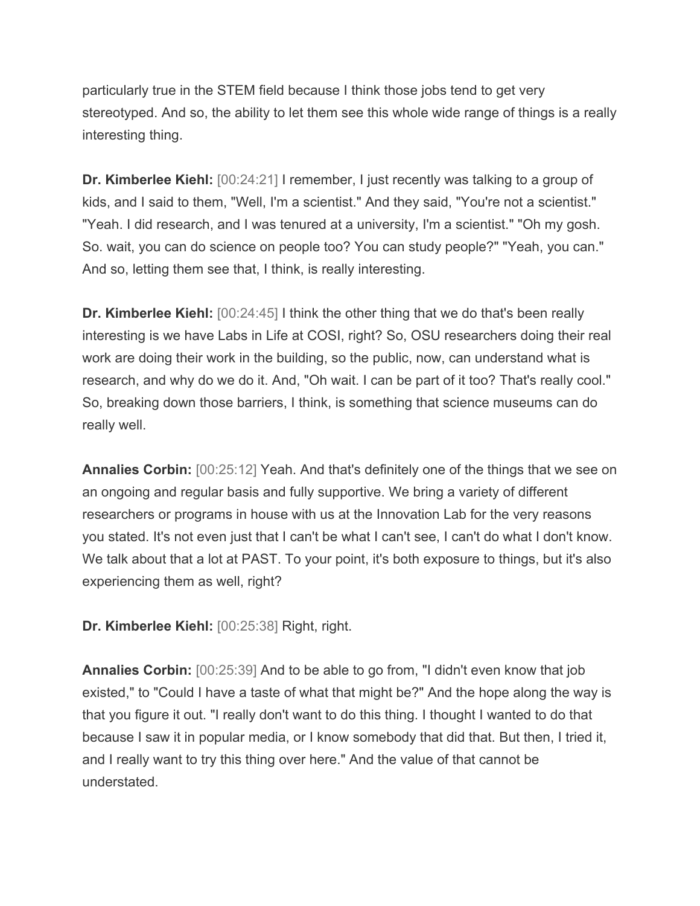particularly true in the STEM field because I think those jobs tend to get very stereotyped. And so, the ability to let them see this whole wide range of things is a really interesting thing.

**Dr. Kimberlee Kiehl:** [00:24:21] I remember, I just recently was talking to a group of kids, and I said to them, "Well, I'm a scientist." And they said, "You're not a scientist." "Yeah. I did research, and I was tenured at a university, I'm a scientist." "Oh my gosh. So. wait, you can do science on people too? You can study people?" "Yeah, you can." And so, letting them see that, I think, is really interesting.

**Dr. Kimberlee Kiehl:** [00:24:45] I think the other thing that we do that's been really interesting is we have Labs in Life at COSI, right? So, OSU researchers doing their real work are doing their work in the building, so the public, now, can understand what is research, and why do we do it. And, "Oh wait. I can be part of it too? That's really cool." So, breaking down those barriers, I think, is something that science museums can do really well.

**Annalies Corbin:** [00:25:12] Yeah. And that's definitely one of the things that we see on an ongoing and regular basis and fully supportive. We bring a variety of different researchers or programs in house with us at the Innovation Lab for the very reasons you stated. It's not even just that I can't be what I can't see, I can't do what I don't know. We talk about that a lot at PAST. To your point, it's both exposure to things, but it's also experiencing them as well, right?

**Dr. Kimberlee Kiehl:** [00:25:38] Right, right.

**Annalies Corbin:** [00:25:39] And to be able to go from, "I didn't even know that job existed," to "Could I have a taste of what that might be?" And the hope along the way is that you figure it out. "I really don't want to do this thing. I thought I wanted to do that because I saw it in popular media, or I know somebody that did that. But then, I tried it, and I really want to try this thing over here." And the value of that cannot be understated.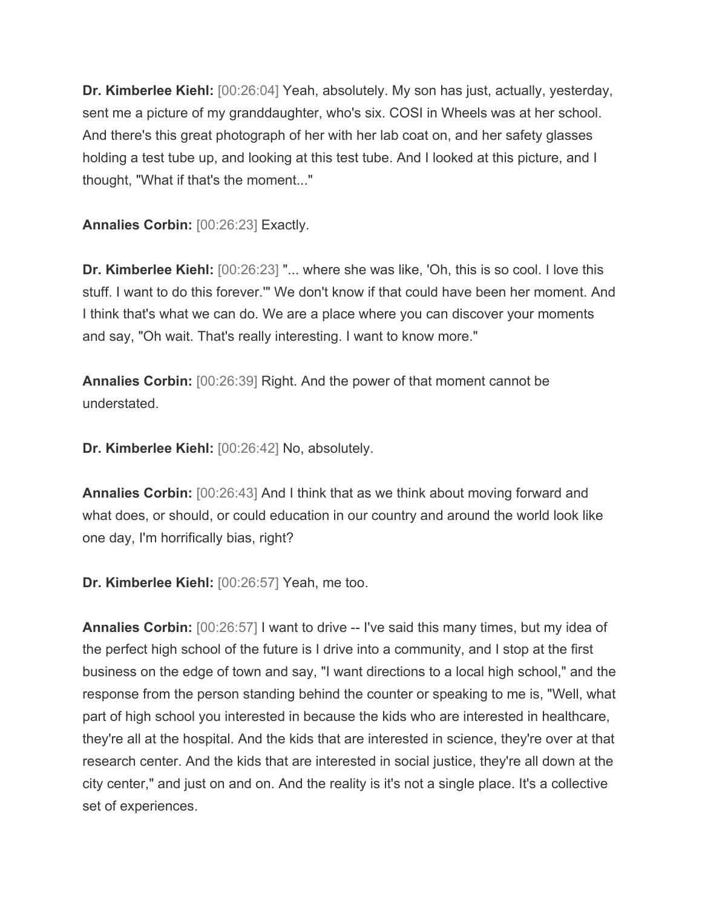**Dr. Kimberlee Kiehl:** [00:26:04] Yeah, absolutely. My son has just, actually, yesterday, sent me a picture of my granddaughter, who's six. COSI in Wheels was at her school. And there's this great photograph of her with her lab coat on, and her safety glasses holding a test tube up, and looking at this test tube. And I looked at this picture, and I thought, "What if that's the moment..."

**Annalies Corbin:** [00:26:23] Exactly.

**Dr. Kimberlee Kiehl:** [00:26:23] "... where she was like, 'Oh, this is so cool. I love this stuff. I want to do this forever.'" We don't know if that could have been her moment. And I think that's what we can do. We are a place where you can discover your moments and say, "Oh wait. That's really interesting. I want to know more."

**Annalies Corbin:** [00:26:39] Right. And the power of that moment cannot be understated.

**Dr. Kimberlee Kiehl:** [00:26:42] No, absolutely.

**Annalies Corbin:** [00:26:43] And I think that as we think about moving forward and what does, or should, or could education in our country and around the world look like one day, I'm horrifically bias, right?

**Dr. Kimberlee Kiehl:** [00:26:57] Yeah, me too.

**Annalies Corbin:** [00:26:57] I want to drive -- I've said this many times, but my idea of the perfect high school of the future is I drive into a community, and I stop at the first business on the edge of town and say, "I want directions to a local high school," and the response from the person standing behind the counter or speaking to me is, "Well, what part of high school you interested in because the kids who are interested in healthcare, they're all at the hospital. And the kids that are interested in science, they're over at that research center. And the kids that are interested in social justice, they're all down at the city center," and just on and on. And the reality is it's not a single place. It's a collective set of experiences.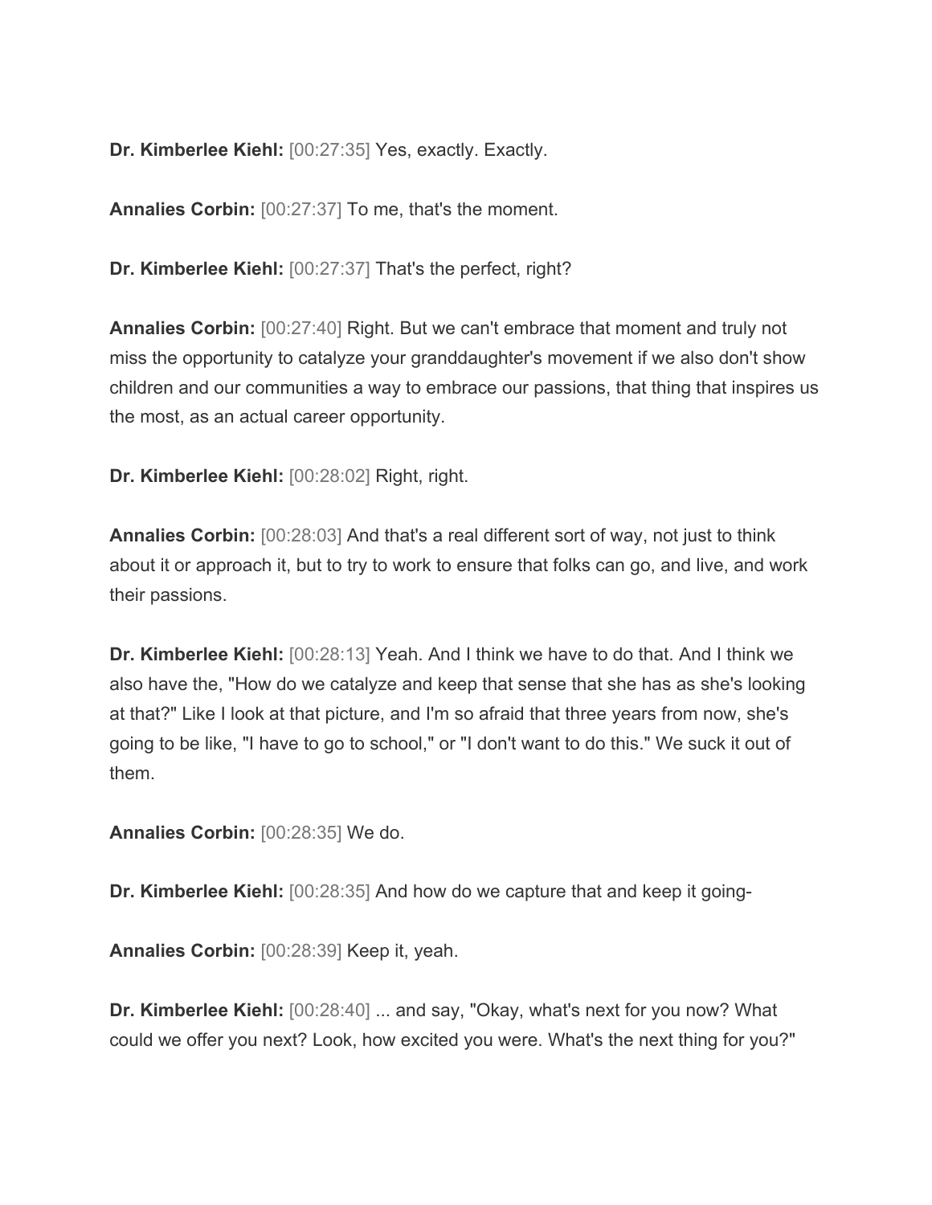**Dr. Kimberlee Kiehl:** [00:27:35] Yes, exactly. Exactly.

**Annalies Corbin:** [00:27:37] To me, that's the moment.

**Dr. Kimberlee Kiehl:** [00:27:37] That's the perfect, right?

**Annalies Corbin:** [00:27:40] Right. But we can't embrace that moment and truly not miss the opportunity to catalyze your granddaughter's movement if we also don't show children and our communities a way to embrace our passions, that thing that inspires us the most, as an actual career opportunity.

**Dr. Kimberlee Kiehl:** [00:28:02] Right, right.

**Annalies Corbin:** [00:28:03] And that's a real different sort of way, not just to think about it or approach it, but to try to work to ensure that folks can go, and live, and work their passions.

**Dr. Kimberlee Kiehl:** [00:28:13] Yeah. And I think we have to do that. And I think we also have the, "How do we catalyze and keep that sense that she has as she's looking at that?" Like I look at that picture, and I'm so afraid that three years from now, she's going to be like, "I have to go to school," or "I don't want to do this." We suck it out of them.

**Annalies Corbin:** [00:28:35] We do.

**Dr. Kimberlee Kiehl:** [00:28:35] And how do we capture that and keep it going-

**Annalies Corbin:** [00:28:39] Keep it, yeah.

**Dr. Kimberlee Kiehl:** [00:28:40] ... and say, "Okay, what's next for you now? What could we offer you next? Look, how excited you were. What's the next thing for you?"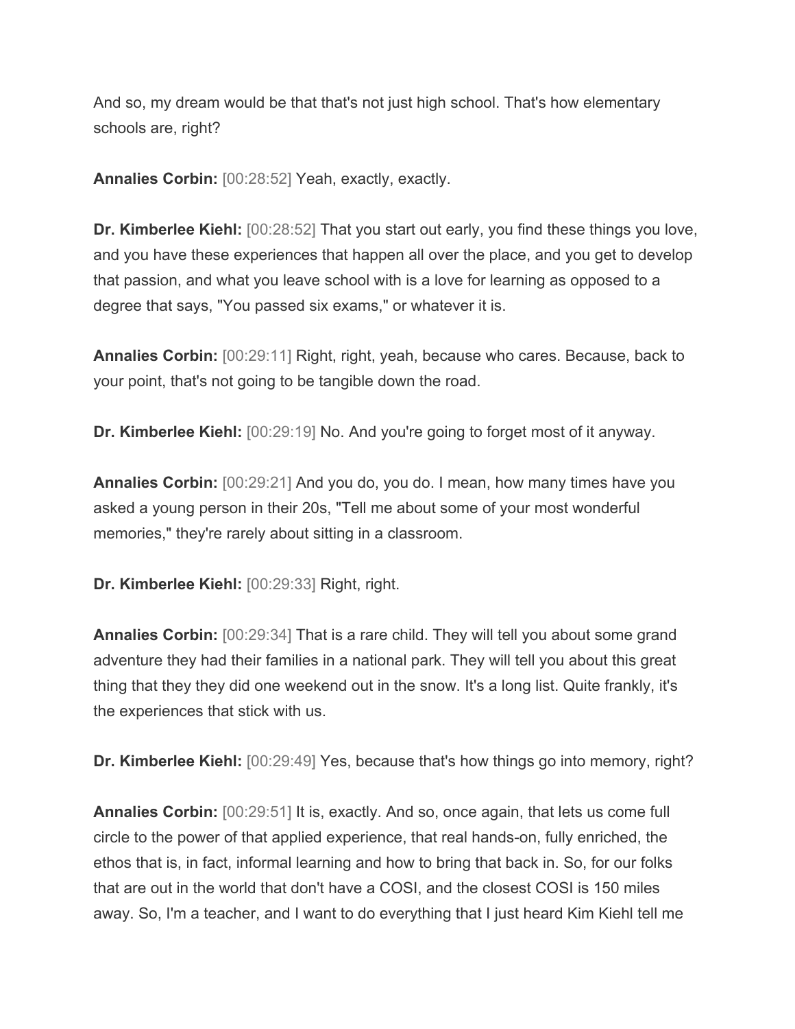And so, my dream would be that that's not just high school. That's how elementary schools are, right?

**Annalies Corbin:** [00:28:52] Yeah, exactly, exactly.

**Dr. Kimberlee Kiehl:** [00:28:52] That you start out early, you find these things you love, and you have these experiences that happen all over the place, and you get to develop that passion, and what you leave school with is a love for learning as opposed to a degree that says, "You passed six exams," or whatever it is.

**Annalies Corbin:** [00:29:11] Right, right, yeah, because who cares. Because, back to your point, that's not going to be tangible down the road.

**Dr. Kimberlee Kiehl:** [00:29:19] No. And you're going to forget most of it anyway.

**Annalies Corbin:** [00:29:21] And you do, you do. I mean, how many times have you asked a young person in their 20s, "Tell me about some of your most wonderful memories," they're rarely about sitting in a classroom.

**Dr. Kimberlee Kiehl:** [00:29:33] Right, right.

**Annalies Corbin:** [00:29:34] That is a rare child. They will tell you about some grand adventure they had their families in a national park. They will tell you about this great thing that they they did one weekend out in the snow. It's a long list. Quite frankly, it's the experiences that stick with us.

**Dr. Kimberlee Kiehl:** [00:29:49] Yes, because that's how things go into memory, right?

**Annalies Corbin:** [00:29:51] It is, exactly. And so, once again, that lets us come full circle to the power of that applied experience, that real hands-on, fully enriched, the ethos that is, in fact, informal learning and how to bring that back in. So, for our folks that are out in the world that don't have a COSI, and the closest COSI is 150 miles away. So, I'm a teacher, and I want to do everything that I just heard Kim Kiehl tell me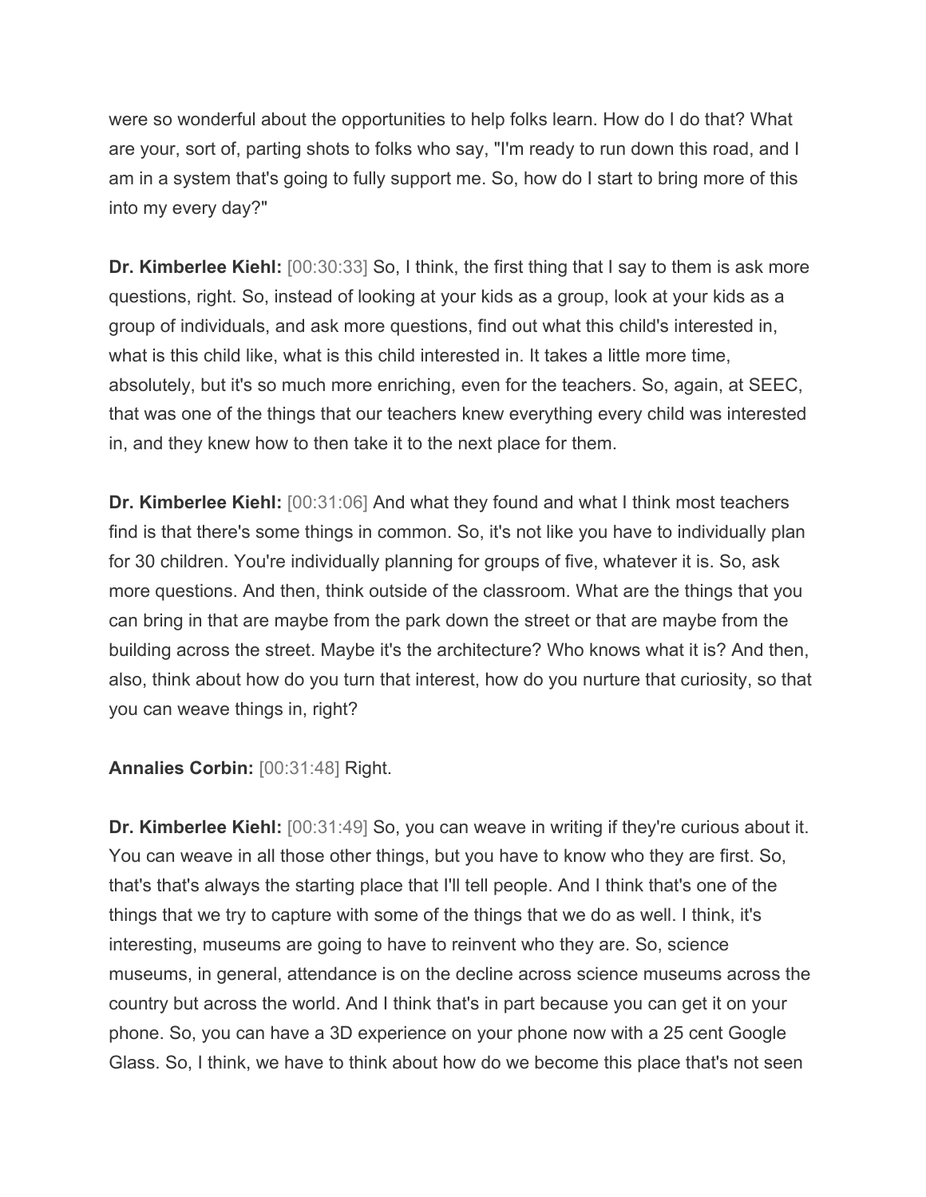were so wonderful about the opportunities to help folks learn. How do I do that? What are your, sort of, parting shots to folks who say, "I'm ready to run down this road, and I am in a system that's going to fully support me. So, how do I start to bring more of this into my every day?"

**Dr. Kimberlee Kiehl:** [00:30:33] So, I think, the first thing that I say to them is ask more questions, right. So, instead of looking at your kids as a group, look at your kids as a group of individuals, and ask more questions, find out what this child's interested in, what is this child like, what is this child interested in. It takes a little more time, absolutely, but it's so much more enriching, even for the teachers. So, again, at SEEC, that was one of the things that our teachers knew everything every child was interested in, and they knew how to then take it to the next place for them.

**Dr. Kimberlee Kiehl:** [00:31:06] And what they found and what I think most teachers find is that there's some things in common. So, it's not like you have to individually plan for 30 children. You're individually planning for groups of five, whatever it is. So, ask more questions. And then, think outside of the classroom. What are the things that you can bring in that are maybe from the park down the street or that are maybe from the building across the street. Maybe it's the architecture? Who knows what it is? And then, also, think about how do you turn that interest, how do you nurture that curiosity, so that you can weave things in, right?

**Annalies Corbin:** [00:31:48] Right.

**Dr. Kimberlee Kiehl:** [00:31:49] So, you can weave in writing if they're curious about it. You can weave in all those other things, but you have to know who they are first. So, that's that's always the starting place that I'll tell people. And I think that's one of the things that we try to capture with some of the things that we do as well. I think, it's interesting, museums are going to have to reinvent who they are. So, science museums, in general, attendance is on the decline across science museums across the country but across the world. And I think that's in part because you can get it on your phone. So, you can have a 3D experience on your phone now with a 25 cent Google Glass. So, I think, we have to think about how do we become this place that's not seen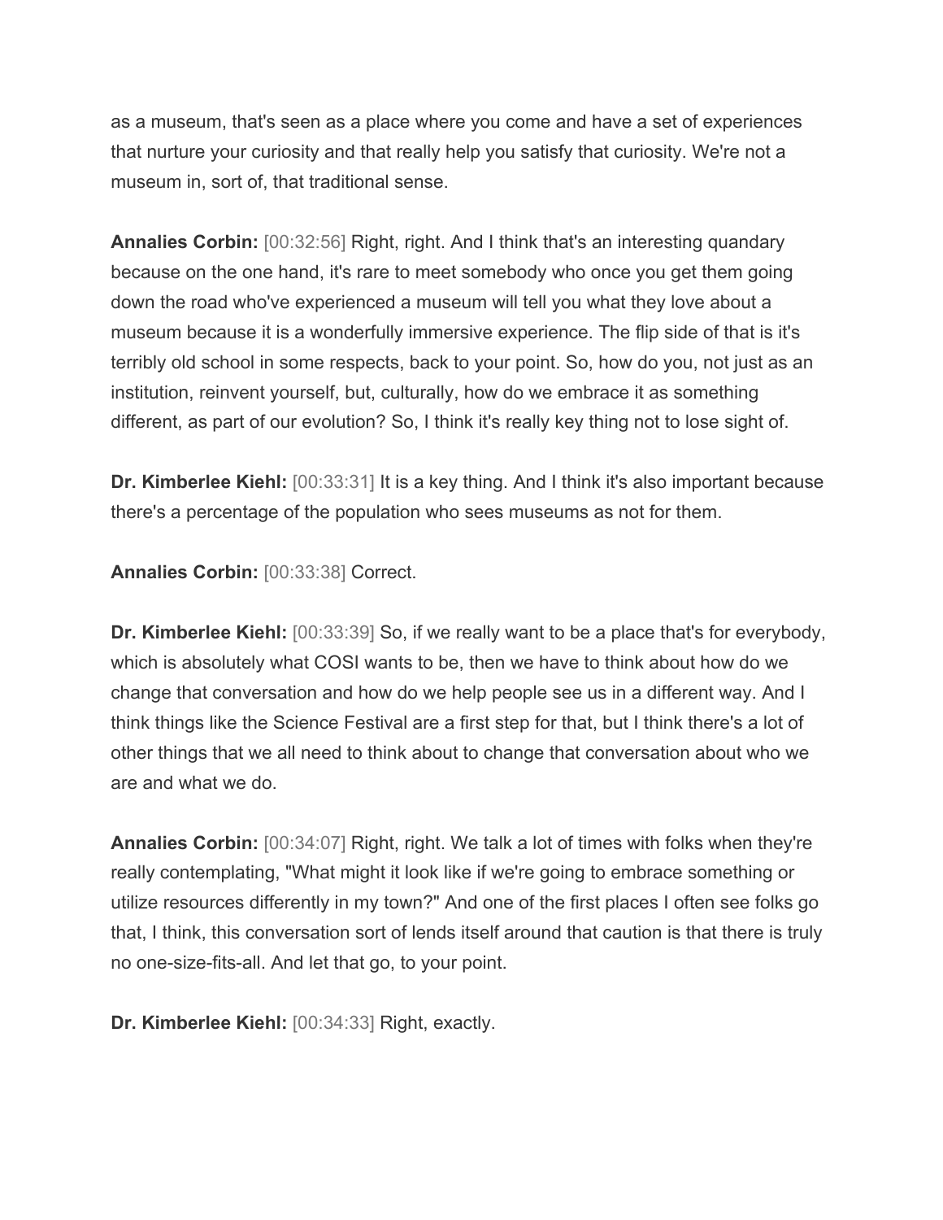as a museum, that's seen as a place where you come and have a set of experiences that nurture your curiosity and that really help you satisfy that curiosity. We're not a museum in, sort of, that traditional sense.

**Annalies Corbin:** [00:32:56] Right, right. And I think that's an interesting quandary because on the one hand, it's rare to meet somebody who once you get them going down the road who've experienced a museum will tell you what they love about a museum because it is a wonderfully immersive experience. The flip side of that is it's terribly old school in some respects, back to your point. So, how do you, not just as an institution, reinvent yourself, but, culturally, how do we embrace it as something different, as part of our evolution? So, I think it's really key thing not to lose sight of.

**Dr. Kimberlee Kiehl:** [00:33:31] It is a key thing. And I think it's also important because there's a percentage of the population who sees museums as not for them.

**Annalies Corbin:** [00:33:38] Correct.

**Dr. Kimberlee Kiehl:** [00:33:39] So, if we really want to be a place that's for everybody, which is absolutely what COSI wants to be, then we have to think about how do we change that conversation and how do we help people see us in a different way. And I think things like the Science Festival are a first step for that, but I think there's a lot of other things that we all need to think about to change that conversation about who we are and what we do.

**Annalies Corbin:** [00:34:07] Right, right. We talk a lot of times with folks when they're really contemplating, "What might it look like if we're going to embrace something or utilize resources differently in my town?" And one of the first places I often see folks go that, I think, this conversation sort of lends itself around that caution is that there is truly no one-size-fits-all. And let that go, to your point.

**Dr. Kimberlee Kiehl:** [00:34:33] Right, exactly.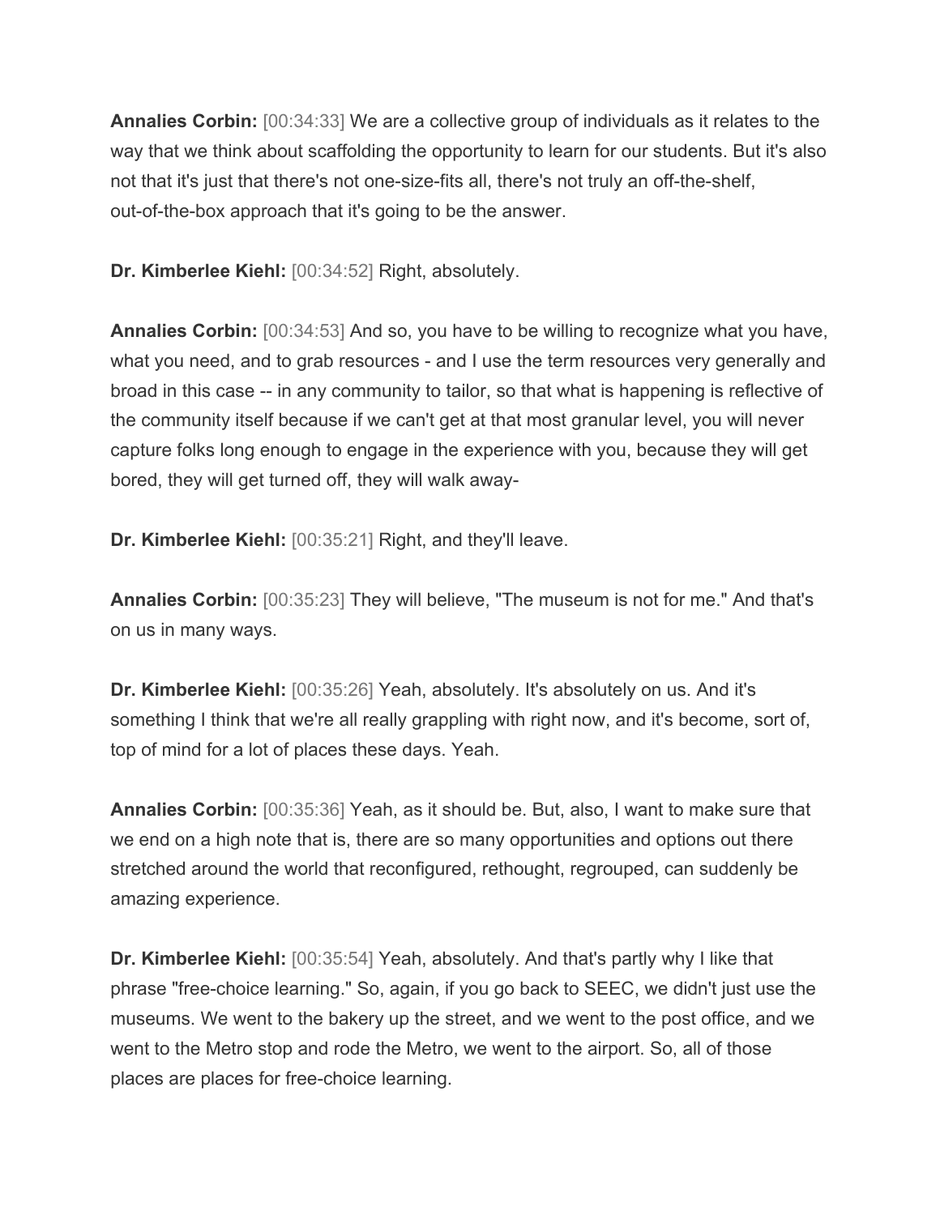**Annalies Corbin:** [00:34:33] We are a collective group of individuals as it relates to the way that we think about scaffolding the opportunity to learn for our students. But it's also not that it's just that there's not one-size-fits all, there's not truly an off-the-shelf, out-of-the-box approach that it's going to be the answer.

**Dr. Kimberlee Kiehl:** [00:34:52] Right, absolutely.

**Annalies Corbin:** [00:34:53] And so, you have to be willing to recognize what you have, what you need, and to grab resources - and I use the term resources very generally and broad in this case -- in any community to tailor, so that what is happening is reflective of the community itself because if we can't get at that most granular level, you will never capture folks long enough to engage in the experience with you, because they will get bored, they will get turned off, they will walk away-

**Dr. Kimberlee Kiehl:** [00:35:21] Right, and they'll leave.

**Annalies Corbin:** [00:35:23] They will believe, "The museum is not for me." And that's on us in many ways.

**Dr. Kimberlee Kiehl:** [00:35:26] Yeah, absolutely. It's absolutely on us. And it's something I think that we're all really grappling with right now, and it's become, sort of, top of mind for a lot of places these days. Yeah.

**Annalies Corbin:** [00:35:36] Yeah, as it should be. But, also, I want to make sure that we end on a high note that is, there are so many opportunities and options out there stretched around the world that reconfigured, rethought, regrouped, can suddenly be amazing experience.

**Dr. Kimberlee Kiehl:** [00:35:54] Yeah, absolutely. And that's partly why I like that phrase "free-choice learning." So, again, if you go back to SEEC, we didn't just use the museums. We went to the bakery up the street, and we went to the post office, and we went to the Metro stop and rode the Metro, we went to the airport. So, all of those places are places for free-choice learning.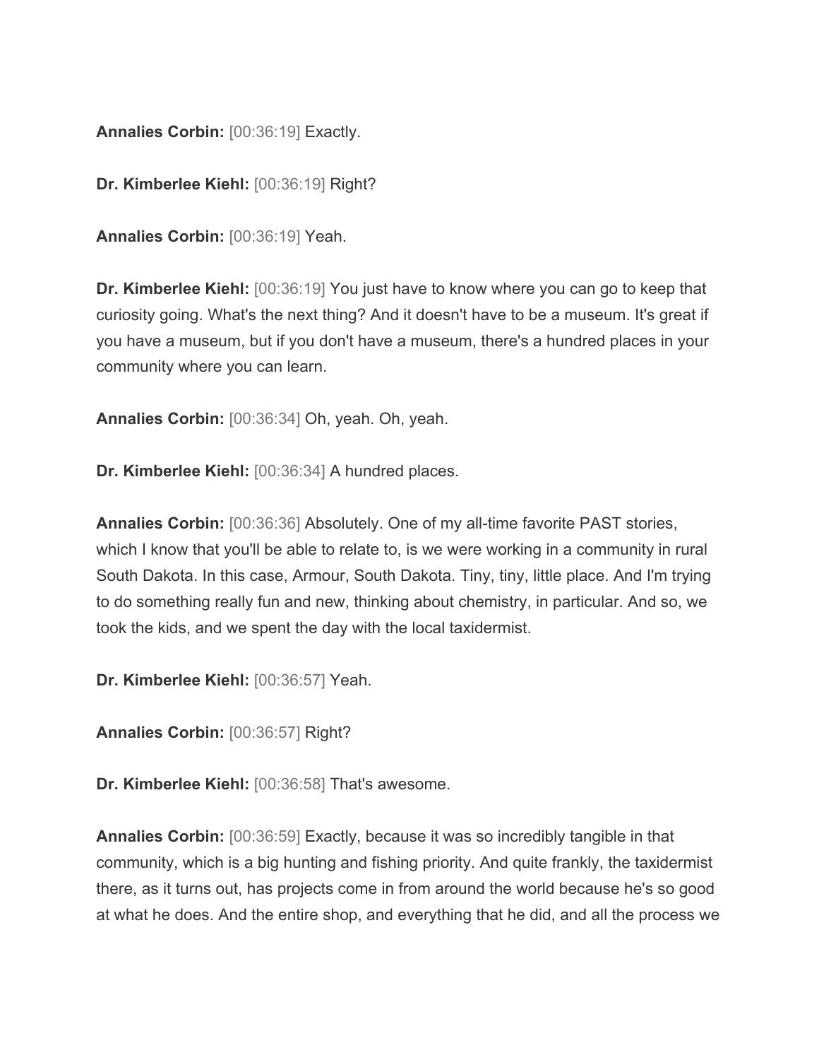**Annalies Corbin:** [00:36:19] Exactly.

**Dr. Kimberlee Kiehl:** [00:36:19] Right?

**Annalies Corbin:** [00:36:19] Yeah.

**Dr. Kimberlee Kiehl:** [00:36:19] You just have to know where you can go to keep that curiosity going. What's the next thing? And it doesn't have to be a museum. It's great if you have a museum, but if you don't have a museum, there's a hundred places in your community where you can learn.

**Annalies Corbin:** [00:36:34] Oh, yeah. Oh, yeah.

**Dr. Kimberlee Kiehl:** [00:36:34] A hundred places.

**Annalies Corbin:** [00:36:36] Absolutely. One of my all-time favorite PAST stories, which I know that you'll be able to relate to, is we were working in a community in rural South Dakota. In this case, Armour, South Dakota. Tiny, tiny, little place. And I'm trying to do something really fun and new, thinking about chemistry, in particular. And so, we took the kids, and we spent the day with the local taxidermist.

**Dr. Kimberlee Kiehl:** [00:36:57] Yeah.

**Annalies Corbin:** [00:36:57] Right?

**Dr. Kimberlee Kiehl:** [00:36:58] That's awesome.

**Annalies Corbin:** [00:36:59] Exactly, because it was so incredibly tangible in that community, which is a big hunting and fishing priority. And quite frankly, the taxidermist there, as it turns out, has projects come in from around the world because he's so good at what he does. And the entire shop, and everything that he did, and all the process we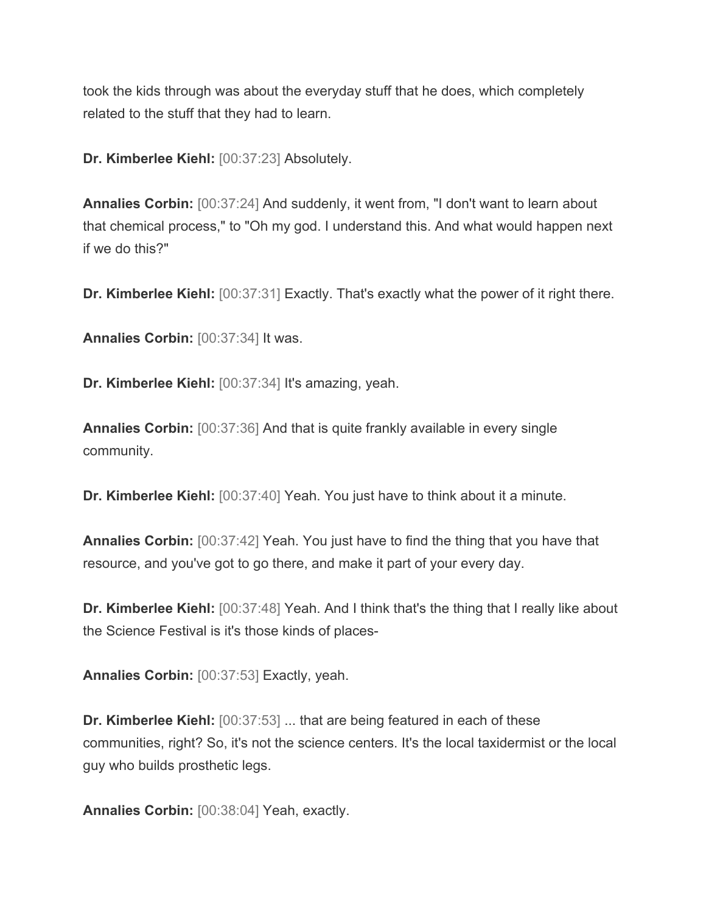took the kids through was about the everyday stuff that he does, which completely related to the stuff that they had to learn.

**Dr. Kimberlee Kiehl:** [00:37:23] Absolutely.

**Annalies Corbin:** [00:37:24] And suddenly, it went from, "I don't want to learn about that chemical process," to "Oh my god. I understand this. And what would happen next if we do this?"

**Dr. Kimberlee Kiehl:** [00:37:31] Exactly. That's exactly what the power of it right there.

**Annalies Corbin:** [00:37:34] It was.

**Dr. Kimberlee Kiehl:** [00:37:34] It's amazing, yeah.

**Annalies Corbin:** [00:37:36] And that is quite frankly available in every single community.

**Dr. Kimberlee Kiehl:** [00:37:40] Yeah. You just have to think about it a minute.

**Annalies Corbin:** [00:37:42] Yeah. You just have to find the thing that you have that resource, and you've got to go there, and make it part of your every day.

**Dr. Kimberlee Kiehl:** [00:37:48] Yeah. And I think that's the thing that I really like about the Science Festival is it's those kinds of places-

**Annalies Corbin:** [00:37:53] Exactly, yeah.

**Dr. Kimberlee Kiehl:** [00:37:53] ... that are being featured in each of these communities, right? So, it's not the science centers. It's the local taxidermist or the local guy who builds prosthetic legs.

**Annalies Corbin:** [00:38:04] Yeah, exactly.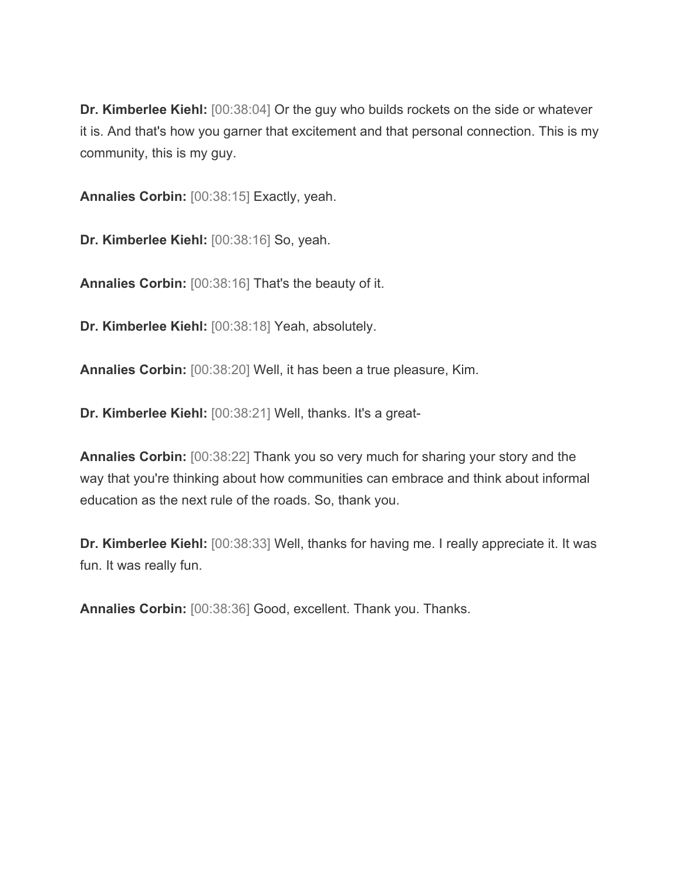**Dr. Kimberlee Kiehl:** [00:38:04] Or the guy who builds rockets on the side or whatever it is. And that's how you garner that excitement and that personal connection. This is my community, this is my guy.

**Annalies Corbin:** [00:38:15] Exactly, yeah.

**Dr. Kimberlee Kiehl:** [00:38:16] So, yeah.

**Annalies Corbin:** [00:38:16] That's the beauty of it.

**Dr. Kimberlee Kiehl:** [00:38:18] Yeah, absolutely.

**Annalies Corbin:** [00:38:20] Well, it has been a true pleasure, Kim.

**Dr. Kimberlee Kiehl:** [00:38:21] Well, thanks. It's a great-

**Annalies Corbin:** [00:38:22] Thank you so very much for sharing your story and the way that you're thinking about how communities can embrace and think about informal education as the next rule of the roads. So, thank you.

**Dr. Kimberlee Kiehl:** [00:38:33] Well, thanks for having me. I really appreciate it. It was fun. It was really fun.

**Annalies Corbin:** [00:38:36] Good, excellent. Thank you. Thanks.